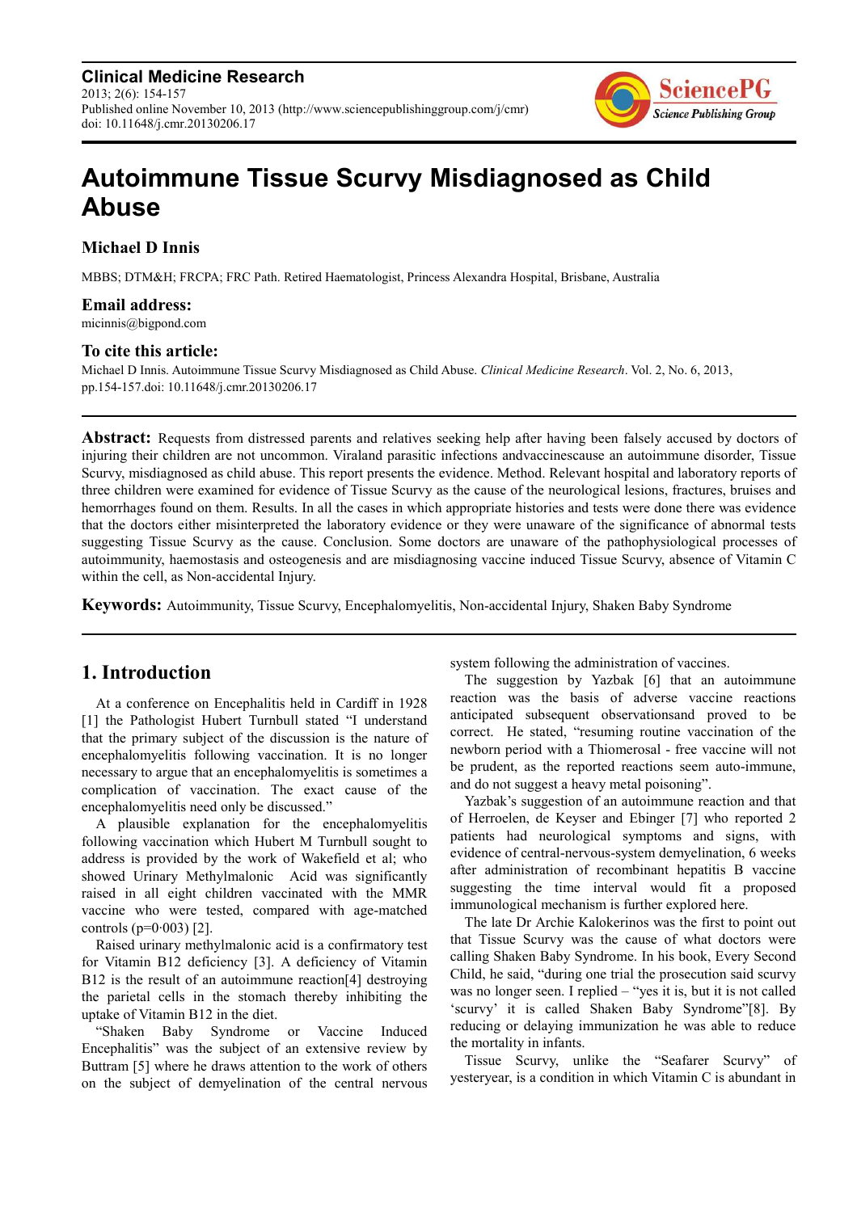# Autoimmune Tissue Scurvy Misdiagnosed as Child Abuse

**Michael D Innis**

MBBS; DTM&H; FRCPA; FRC Path. Retired Haematologist, Princess Alexandra Hospital, Brisbane, Australia

**Email address:**
micinnis@bigpond.com

**To cite this article:**
Michael D Innis. Autoimmune Tissue Scurvy Misdiagnosed as Child Abuse. *Clinical Medicine Research*. Vol. 2, No. 6, 2013, pp.154-157.doi: 10.11648/j.cmr.20130206.17

**Abstract:** Requests from distressed parents and relatives seeking help after having been falsely accused by doctors of injuring their children are not uncommon. Viraland parasitic infections andvaccinescause an autoimmune disorder, Tissue Scurvy, misdiagnosed as child abuse. This report presents the evidence. Method. Relevant hospital and laboratory reports of three children were examined for evidence of Tissue Scurvy as the cause of the neurological lesions, fractures, bruises and hemorrhages found on them. Results. In all the cases in which appropriate histories and tests were done there was evidence that the doctors either misinterpreted the laboratory evidence or they were unaware of the significance of abnormal tests suggesting Tissue Scurvy as the cause. Conclusion. Some doctors are unaware of the pathophysiological processes of autoimmunity, haemostasis and osteogenesis and are misdiagnosing vaccine induced Tissue Scurvy, absence of Vitamin C within the cell, as Non-accidental Injury.

**Keywords:** Autoimmunity, Tissue Scurvy, Encephalomyelitis, Non-accidental Injury, Shaken Baby Syndrome

## 1. Introduction

At a conference on Encephalitis held in Cardiff in 1928 [1] the Pathologist Hubert Turnbull stated "I understand that the primary subject of the discussion is the nature of encephalomyelitis following vaccination. It is no longer necessary to argue that an encephalomyelitis is sometimes a complication of vaccination. The exact cause of the encephalomyelitis need only be discussed."

A plausible explanation for the encephalomyelitis following vaccination which Hubert M Turnbull sought to address is provided by the work of Wakefield et al; who showed Urinary Methylmalonic Acid was significantly raised in all eight children vaccinated with the MMR vaccine who were tested, compared with age-matched controls ($p=0{\cdot}003$) [2].

Raised urinary methylmalonic acid is a confirmatory test for Vitamin B12 deficiency [3]. A deficiency of Vitamin B12 is the result of an autoimmune reaction[4] destroying the parietal cells in the stomach thereby inhibiting the uptake of Vitamin B12 in the diet.

"Shaken Baby Syndrome or Vaccine Induced Encephalitis" was the subject of an extensive review by Buttram [5] where he draws attention to the work of others on the subject of demyelination of the central nervous system following the administration of vaccines.

The suggestion by Yazbak [6] that an autoimmune reaction was the basis of adverse vaccine reactions anticipated subsequent observationsand proved to be correct. He stated, "resuming routine vaccination of the newborn period with a Thiomerosal - free vaccine will not be prudent, as the reported reactions seem auto-immune, and do not suggest a heavy metal poisoning".

Yazbak's suggestion of an autoimmune reaction and that of Herroelen, de Keyser and Ebinger [7] who reported 2 patients had neurological symptoms and signs, with evidence of central-nervous-system demyelination, 6 weeks after administration of recombinant hepatitis B vaccine suggesting the time interval would fit a proposed immunological mechanism is further explored here.

The late Dr Archie Kalokerinos was the first to point out that Tissue Scurvy was the cause of what doctors were calling Shaken Baby Syndrome. In his book, Every Second Child, he said, "during one trial the prosecution said scurvy was no longer seen. I replied – "yes it is, but it is not called 'scurvy' it is called Shaken Baby Syndrome"[8]. By reducing or delaying immunization he was able to reduce the mortality in infants.

Tissue Scurvy, unlike the "Seafarer Scurvy" of yesteryear, is a condition in which Vitamin C is abundant in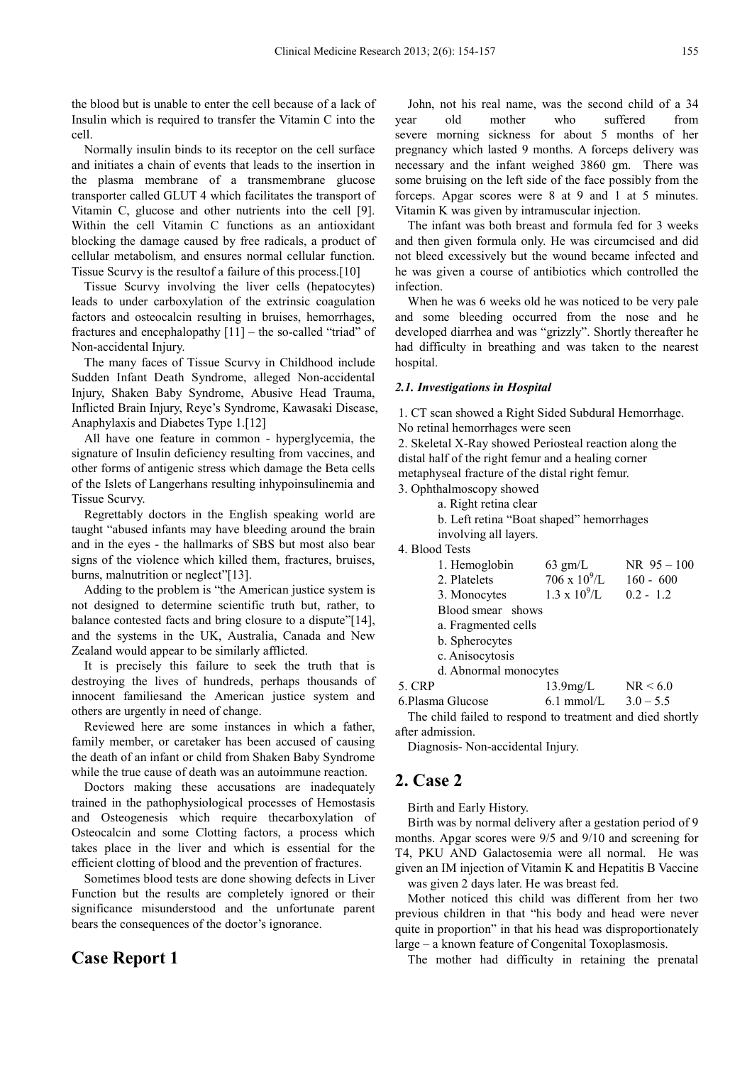the blood but is unable to enter the cell because of a lack of Insulin which is required to transfer the Vitamin C into the cell.

Normally insulin binds to its receptor on the cell surface and initiates a chain of events that leads to the insertion in the plasma membrane of a transmembrane glucose transporter called GLUT 4 which facilitates the transport of Vitamin C, glucose and other nutrients into the cell [9]. Within the cell Vitamin C functions as an antioxidant blocking the damage caused by free radicals, a product of cellular metabolism, and ensures normal cellular function. Tissue Scurvy is the resultof a failure of this process.[10]

Tissue Scurvy involving the liver cells (hepatocytes) leads to under carboxylation of the extrinsic coagulation factors and osteocalcin resulting in bruises, hemorrhages, fractures and encephalopathy [11] – the so-called "triad" of Non-accidental Injury.

The many faces of Tissue Scurvy in Childhood include Sudden Infant Death Syndrome, alleged Non-accidental Injury, Shaken Baby Syndrome, Abusive Head Trauma, Inflicted Brain Injury, Reye's Syndrome, Kawasaki Disease, Anaphylaxis and Diabetes Type 1.[12]

All have one feature in common - hyperglycemia, the signature of Insulin deficiency resulting from vaccines, and other forms of antigenic stress which damage the Beta cells of the Islets of Langerhans resulting inhypoinsulinemia and Tissue Scurvy.

Regrettably doctors in the English speaking world are taught "abused infants may have bleeding around the brain and in the eyes - the hallmarks of SBS but most also bear signs of the violence which killed them, fractures, bruises, burns, malnutrition or neglect"[13].

Adding to the problem is "the American justice system is not designed to determine scientific truth but, rather, to balance contested facts and bring closure to a dispute"[14], and the systems in the UK, Australia, Canada and New Zealand would appear to be similarly afflicted.

It is precisely this failure to seek the truth that is destroying the lives of hundreds, perhaps thousands of innocent familiesand the American justice system and others are urgently in need of change.

Reviewed here are some instances in which a father, family member, or caretaker has been accused of causing the death of an infant or child from Shaken Baby Syndrome while the true cause of death was an autoimmune reaction.

Doctors making these accusations are inadequately trained in the pathophysiological processes of Hemostasis and Osteogenesis which require thecarboxylation of Osteocalcin and some Clotting factors, a process which takes place in the liver and which is essential for the efficient clotting of blood and the prevention of fractures.

Sometimes blood tests are done showing defects in Liver Function but the results are completely ignored or their significance misunderstood and the unfortunate parent bears the consequences of the doctor's ignorance.

# Case Report 1

John, not his real name, was the second child of a 34 year old mother who suffered from severe morning sickness for about 5 months of her pregnancy which lasted 9 months. A forceps delivery was necessary and the infant weighed 3860 gm. There was some bruising on the left side of the face possibly from the forceps. Apgar scores were 8 at 9 and 1 at 5 minutes. Vitamin K was given by intramuscular injection.

The infant was both breast and formula fed for 3 weeks and then given formula only. He was circumcised and did not bleed excessively but the wound became infected and he was given a course of antibiotics which controlled the infection.

When he was 6 weeks old he was noticed to be very pale and some bleeding occurred from the nose and he developed diarrhea and was "grizzly". Shortly thereafter he had difficulty in breathing and was taken to the nearest hospital.

### *2.1. Investigations in Hospital*

1. CT scan showed a Right Sided Subdural Hemorrhage. No retinal hemorrhages were seen
2. Skeletal X-Ray showed Periosteal reaction along the distal half of the right femur and a healing corner metaphyseal fracture of the distal right femur.
3. Ophthalmoscopy showed
   a. Right retina clear
   b. Left retina "Boat shaped" hemorrhages involving all layers.
4. Blood Tests

| | | |
|---|---|---|
| 1. Hemoglobin | 63 gm/L | NR 95 – 100 |
| 2. Platelets | 706 x $10^9$/L | 160 - 600 |
| 3. Monocytes | 1.3 x $10^9$/L | 0.2 - 1.2 |

Blood smear shows
   a. Fragmented cells
   b. Spherocytes
   c. Anisocytosis
   d. Abnormal monocytes

| | | |
|---|---|---|
| 5. CRP | 13.9mg/L | NR < 6.0 |
| 6.Plasma Glucose | 6.1 mmol/L | 3.0 – 5.5 |

The child failed to respond to treatment and died shortly after admission.

Diagnosis- Non-accidental Injury.

# 2. Case 2

Birth and Early History.

Birth was by normal delivery after a gestation period of 9 months. Apgar scores were 9/5 and 9/10 and screening for T4, PKU AND Galactosemia were all normal. He was given an IM injection of Vitamin K and Hepatitis B Vaccine was given 2 days later. He was breast fed.

Mother noticed this child was different from her two previous children in that "his body and head were never quite in proportion" in that his head was disproportionately large – a known feature of Congenital Toxoplasmosis.

The mother had difficulty in retaining the prenatal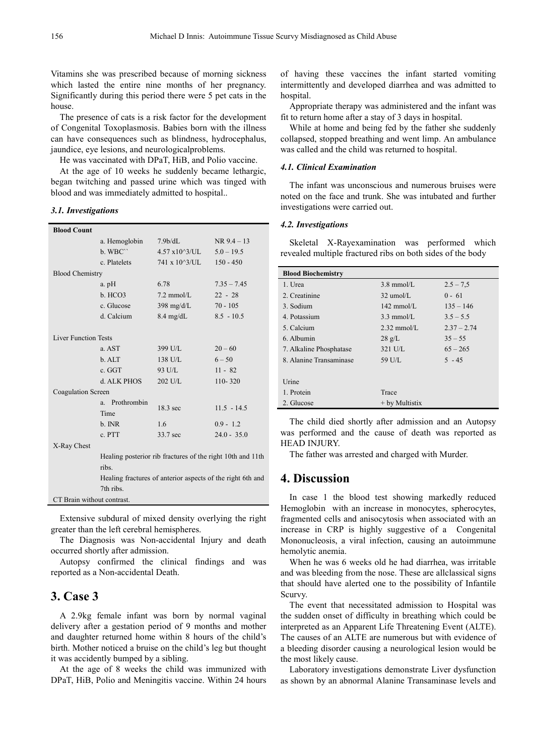Vitamins she was prescribed because of morning sickness which lasted the entire nine months of her pregnancy. Significantly during this period there were 5 pet cats in the house.

The presence of cats is a risk factor for the development of Congenital Toxoplasmosis. Babies born with the illness can have consequences such as blindness, hydrocephalus, jaundice, eye lesions, and neurologicalproblems.

He was vaccinated with DPaT, HiB, and Polio vaccine.

At the age of 10 weeks he suddenly became lethargic, began twitching and passed urine which was tinged with blood and was immediately admitted to hospital..

### *3.1. Investigations*

| | | | |
|---|---|---|---|
| **Blood Count** | | | |
| | a. Hemoglobin | 7.9b/dL | NR 9.4 – 13 |
| | b. WBC`` | 4.57 x10^3/UL | 5.0 – 19.5 |
| | c. Platelets | 741 x 10^3/UL | 150 - 450 |
| Blood Chemistry | | | |
| | a. pH | 6.78 | 7.35 – 7.45 |
| | b. HCO3 | 7.2 mmol/L | 22 - 28 |
| | c. Glucose | 398 mg/d/L | 70 - 105 |
| | d. Calcium | 8.4 mg/dL | 8.5 - 10.5 |
| Liver Function Tests | | | |
| | a. AST | 399 U/L | 20 – 60 |
| | b. ALT | 138 U/L | 6 – 50 |
| | c. GGT | 93 U/L | 11 - 82 |
| | d. ALK PHOS | 202 U/L | 110- 320 |
| Coagulation Screen | | | |
| | a. Prothrombin Time | 18.3 sec | 11.5 - 14.5 |
| | b. INR | 1.6 | 0.9 - 1.2 |
| | c. PTT | 33.7 sec | 24.0 - 35.0 |
| X-Ray Chest | | | |
| | Healing posterior rib fractures of the right 10th and 11th ribs. | | |
| | Healing fractures of anterior aspects of the right 6th and 7th ribs. | | |
| CT Brain without contrast. | | | |

Extensive subdural of mixed density overlying the right greater than the left cerebral hemispheres.

The Diagnosis was Non-accidental Injury and death occurred shortly after admission.

Autopsy confirmed the clinical findings and was reported as a Non-accidental Death.

## 3. Case 3

A 2.9kg female infant was born by normal vaginal delivery after a gestation period of 9 months and mother and daughter returned home within 8 hours of the child's birth. Mother noticed a bruise on the child's leg but thought it was accidently bumped by a sibling.

At the age of 8 weeks the child was immunized with DPaT, HiB, Polio and Meningitis vaccine. Within 24 hours of having these vaccines the infant started vomiting intermittently and developed diarrhea and was admitted to hospital.

Appropriate therapy was administered and the infant was fit to return home after a stay of 3 days in hospital.

While at home and being fed by the father she suddenly collapsed, stopped breathing and went limp. An ambulance was called and the child was returned to hospital.

### *4.1. Clinical Examination*

The infant was unconscious and numerous bruises were noted on the face and trunk. She was intubated and further investigations were carried out.

### *4.2. Investigations*

Skeletal X-Rayexamination was performed which revealed multiple fractured ribs on both sides of the body

| | | |
|---|---|---|
| **Blood Biochemistry** | | |
| 1. Urea | 3.8 mmol/L | 2.5 – 7,5 |
| 2. Creatinine | 32 umol/L | 0 - 61 |
| 3. Sodium | 142 mmol/L | 135 – 146 |
| 4. Potassium | 3.3 mmol/L | 3.5 – 5.5 |
| 5. Calcium | 2.32 mmol/L | 2.37 – 2.74 |
| 6. Albumin | 28 g/L | 35 – 55 |
| 7. Alkaline Phosphatase | 321 U/L | 65 – 265 |
| 8. Alanine Transaminase | 59 U/L | 5 - 45 |
| Urine | | |
| 1. Protein | Trace | |
| 2. Glucose | + by Multistix | |

The child died shortly after admission and an Autopsy was performed and the cause of death was reported as HEAD INJURY.

The father was arrested and charged with Murder.

## 4. Discussion

In case 1 the blood test showing markedly reduced Hemoglobin with an increase in monocytes, spherocytes, fragmented cells and anisocytosis when associated with an increase in CRP is highly suggestive of a Congenital Mononucleosis, a viral infection, causing an autoimmune hemolytic anemia.

When he was 6 weeks old he had diarrhea, was irritable and was bleeding from the nose. These are allclassical signs that should have alerted one to the possibility of Infantile Scurvy.

The event that necessitated admission to Hospital was the sudden onset of difficulty in breathing which could be interpreted as an Apparent Life Threatening Event (ALTE). The causes of an ALTE are numerous but with evidence of a bleeding disorder causing a neurological lesion would be the most likely cause.

Laboratory investigations demonstrate Liver dysfunction as shown by an abnormal Alanine Transaminase levels and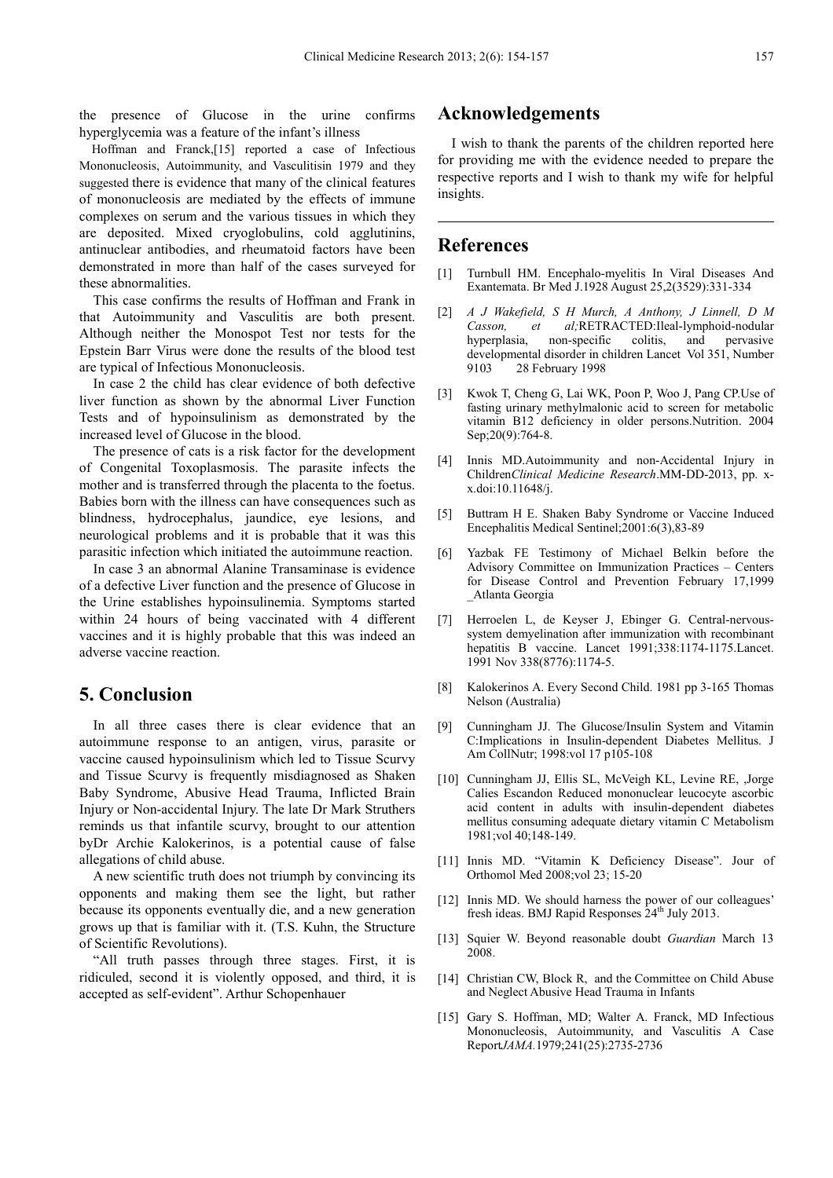the presence of Glucose in the urine confirms hyperglycemia was a feature of the infant's illness

Hoffman and Franck,[15] reported a case of Infectious Mononucleosis, Autoimmunity, and Vasculitisin 1979 and they suggested there is evidence that many of the clinical features of mononucleosis are mediated by the effects of immune complexes on serum and the various tissues in which they are deposited. Mixed cryoglobulins, cold agglutinins, antinuclear antibodies, and rheumatoid factors have been demonstrated in more than half of the cases surveyed for these abnormalities.

This case confirms the results of Hoffman and Frank in that Autoimmunity and Vasculitis are both present. Although neither the Monospot Test nor tests for the Epstein Barr Virus were done the results of the blood test are typical of Infectious Mononucleosis.

In case 2 the child has clear evidence of both defective liver function as shown by the abnormal Liver Function Tests and of hypoinsulinism as demonstrated by the increased level of Glucose in the blood.

The presence of cats is a risk factor for the development of Congenital Toxoplasmosis. The parasite infects the mother and is transferred through the placenta to the foetus. Babies born with the illness can have consequences such as blindness, hydrocephalus, jaundice, eye lesions, and neurological problems and it is probable that it was this parasitic infection which initiated the autoimmune reaction.

In case 3 an abnormal Alanine Transaminase is evidence of a defective Liver function and the presence of Glucose in the Urine establishes hypoinsulinemia. Symptoms started within 24 hours of being vaccinated with 4 different vaccines and it is highly probable that this was indeed an adverse vaccine reaction.

## 5. Conclusion

In all three cases there is clear evidence that an autoimmune response to an antigen, virus, parasite or vaccine caused hypoinsulinism which led to Tissue Scurvy and Tissue Scurvy is frequently misdiagnosed as Shaken Baby Syndrome, Abusive Head Trauma, Inflicted Brain Injury or Non-accidental Injury. The late Dr Mark Struthers reminds us that infantile scurvy, brought to our attention byDr Archie Kalokerinos, is a potential cause of false allegations of child abuse.

A new scientific truth does not triumph by convincing its opponents and making them see the light, but rather because its opponents eventually die, and a new generation grows up that is familiar with it. (T.S. Kuhn, the Structure of Scientific Revolutions).

"All truth passes through three stages. First, it is ridiculed, second it is violently opposed, and third, it is accepted as self-evident". Arthur Schopenhauer

## Acknowledgements

I wish to thank the parents of the children reported here for providing me with the evidence needed to prepare the respective reports and I wish to thank my wife for helpful insights.

## References

[1] Turnbull HM. Encephalo-myelitis In Viral Diseases And Exantemata. Br Med J.1928 August 25,2(3529):331-334

[2] *A J Wakefield, S H Murch, A Anthony, J Linnell, D M Casson, et al;*RETRACTED:Ileal-lymphoid-nodular hyperplasia, non-specific colitis, and pervasive developmental disorder in children Lancet Vol 351, Number 9103 28 February 1998

[3] Kwok T, Cheng G, Lai WK, Poon P, Woo J, Pang CP.Use of fasting urinary methylmalonic acid to screen for metabolic vitamin B12 deficiency in older persons.Nutrition. 2004 Sep;20(9):764-8.

[4] Innis MD.Autoimmunity and non-Accidental Injury in Children*Clinical Medicine Research*.MM-DD-2013, pp. x-x.doi:10.11648/j.

[5] Buttram H E. Shaken Baby Syndrome or Vaccine Induced Encephalitis Medical Sentinel;2001:6(3),83-89

[6] Yazbak FE Testimony of Michael Belkin before the Advisory Committee on Immunization Practices – Centers for Disease Control and Prevention February 17,1999 _Atlanta Georgia

[7] Herroelen L, de Keyser J, Ebinger G. Central-nervous-system demyelination after immunization with recombinant hepatitis B vaccine. Lancet 1991;338:1174-1175.Lancet. 1991 Nov 338(8776):1174-5.

[8] Kalokerinos A. Every Second Child. 1981 pp 3-165 Thomas Nelson (Australia)

[9] Cunningham JJ. The Glucose/Insulin System and Vitamin C:Implications in Insulin-dependent Diabetes Mellitus. J Am CollNutr; 1998:vol 17 p105-108

[10] Cunningham JJ, Ellis SL, McVeigh KL, Levine RE, ,Jorge Calies Escandon Reduced mononuclear leucocyte ascorbic acid content in adults with insulin-dependent diabetes mellitus consuming adequate dietary vitamin C Metabolism 1981;vol 40;148-149.

[11] Innis MD. "Vitamin K Deficiency Disease". Jour of Orthomol Med 2008;vol 23; 15-20

[12] Innis MD. We should harness the power of our colleagues' fresh ideas. BMJ Rapid Responses 24th July 2013.

[13] Squier W. Beyond reasonable doubt *Guardian* March 13 2008.

[14] Christian CW, Block R, and the Committee on Child Abuse and Neglect Abusive Head Trauma in Infants

[15] Gary S. Hoffman, MD; Walter A. Franck, MD Infectious Mononucleosis, Autoimmunity, and Vasculitis A Case Report*JAMA.*1979;241(25):2735-2736